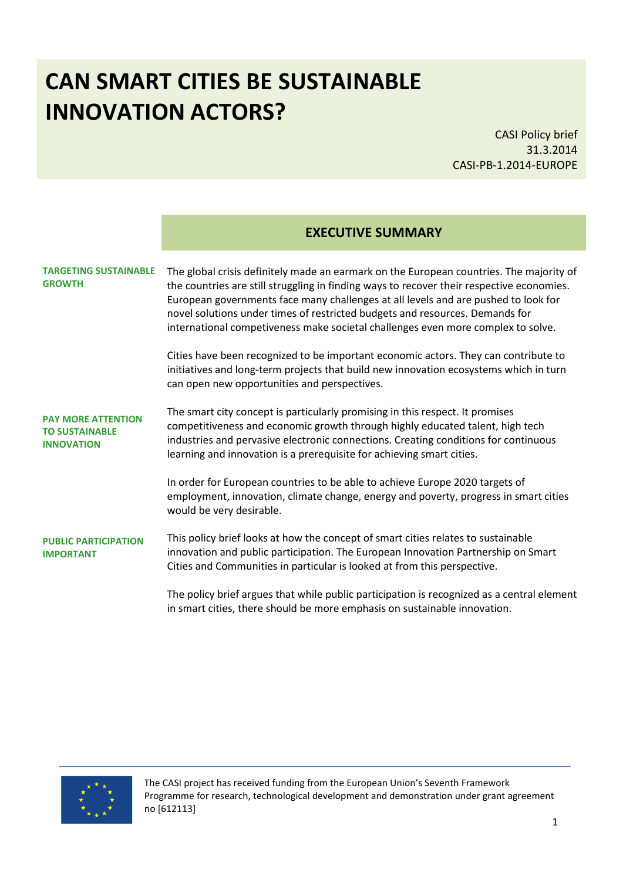# CAN SMART CITIES BE SUSTAINABLE INNOVATION ACTORS?

CASI Policy brief
31.3.2014
CASI-PB-1.2014-EUROPE

## EXECUTIVE SUMMARY

**TARGETING SUSTAINABLE GROWTH**

The global crisis definitely made an earmark on the European countries. The majority of the countries are still struggling in finding ways to recover their respective economies. European governments face many challenges at all levels and are pushed to look for novel solutions under times of restricted budgets and resources. Demands for international competiveness make societal challenges even more complex to solve.

Cities have been recognized to be important economic actors. They can contribute to initiatives and long-term projects that build new innovation ecosystems which in turn can open new opportunities and perspectives.

**PAY MORE ATTENTION TO SUSTAINABLE INNOVATION**

The smart city concept is particularly promising in this respect. It promises competitiveness and economic growth through highly educated talent, high tech industries and pervasive electronic connections. Creating conditions for continuous learning and innovation is a prerequisite for achieving smart cities.

In order for European countries to be able to achieve Europe 2020 targets of employment, innovation, climate change, energy and poverty, progress in smart cities would be very desirable.

**PUBLIC PARTICIPATION IMPORTANT**

This policy brief looks at how the concept of smart cities relates to sustainable innovation and public participation. The European Innovation Partnership on Smart Cities and Communities in particular is looked at from this perspective.

The policy brief argues that while public participation is recognized as a central element in smart cities, there should be more emphasis on sustainable innovation.

The CASI project has received funding from the European Union's Seventh Framework Programme for research, technological development and demonstration under grant agreement no [612113]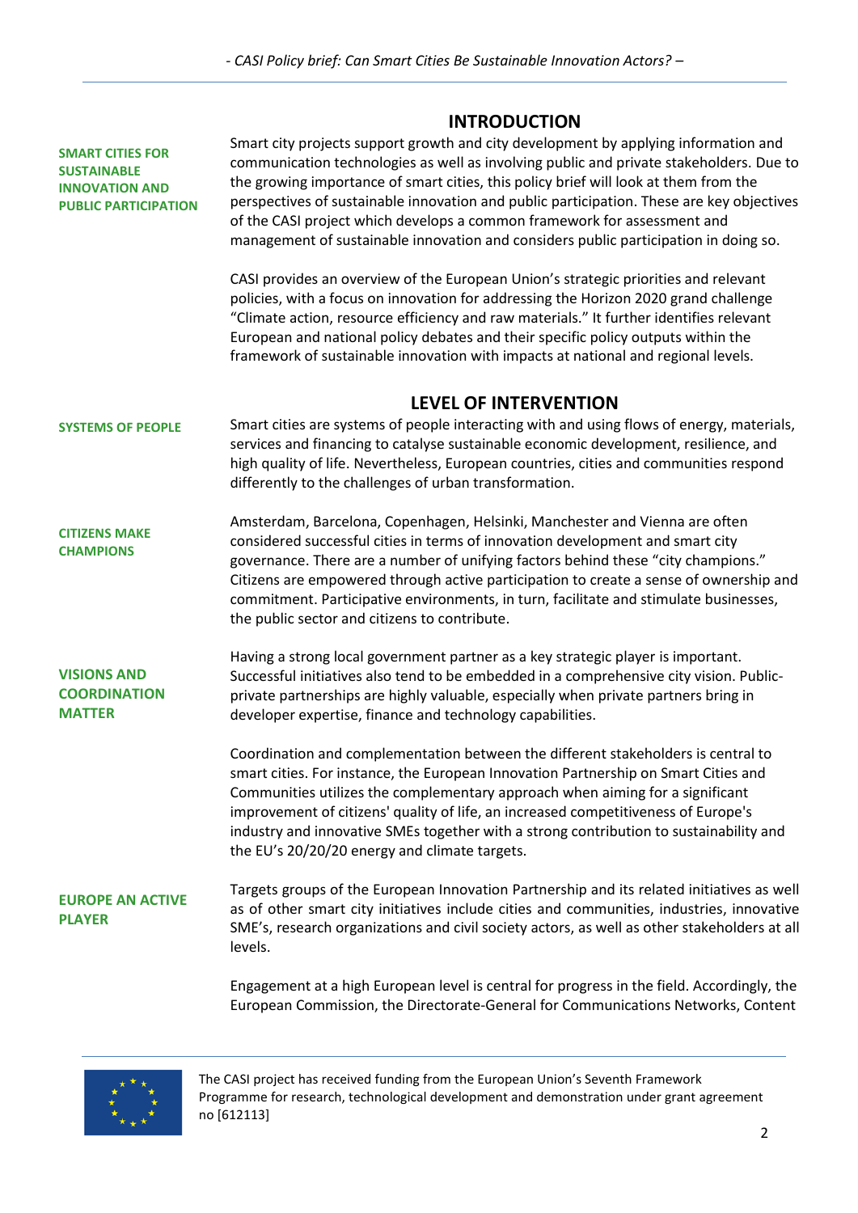## INTRODUCTION

**SMART CITIES FOR SUSTAINABLE INNOVATION AND PUBLIC PARTICIPATION**

Smart city projects support growth and city development by applying information and communication technologies as well as involving public and private stakeholders. Due to the growing importance of smart cities, this policy brief will look at them from the perspectives of sustainable innovation and public participation. These are key objectives of the CASI project which develops a common framework for assessment and management of sustainable innovation and considers public participation in doing so.

CASI provides an overview of the European Union's strategic priorities and relevant policies, with a focus on innovation for addressing the Horizon 2020 grand challenge "Climate action, resource efficiency and raw materials." It further identifies relevant European and national policy debates and their specific policy outputs within the framework of sustainable innovation with impacts at national and regional levels.

## LEVEL OF INTERVENTION

**SYSTEMS OF PEOPLE**

Smart cities are systems of people interacting with and using flows of energy, materials, services and financing to catalyse sustainable economic development, resilience, and high quality of life. Nevertheless, European countries, cities and communities respond differently to the challenges of urban transformation.

**CITIZENS MAKE CHAMPIONS**

Amsterdam, Barcelona, Copenhagen, Helsinki, Manchester and Vienna are often considered successful cities in terms of innovation development and smart city governance. There are a number of unifying factors behind these "city champions." Citizens are empowered through active participation to create a sense of ownership and commitment. Participative environments, in turn, facilitate and stimulate businesses, the public sector and citizens to contribute.

**VISIONS AND COORDINATION MATTER**

Having a strong local government partner as a key strategic player is important. Successful initiatives also tend to be embedded in a comprehensive city vision. Public-private partnerships are highly valuable, especially when private partners bring in developer expertise, finance and technology capabilities.

Coordination and complementation between the different stakeholders is central to smart cities. For instance, the European Innovation Partnership on Smart Cities and Communities utilizes the complementary approach when aiming for a significant improvement of citizens' quality of life, an increased competitiveness of Europe's industry and innovative SMEs together with a strong contribution to sustainability and the EU's 20/20/20 energy and climate targets.

**EUROPE AN ACTIVE PLAYER**

Targets groups of the European Innovation Partnership and its related initiatives as well as of other smart city initiatives include cities and communities, industries, innovative SME's, research organizations and civil society actors, as well as other stakeholders at all levels.

Engagement at a high European level is central for progress in the field. Accordingly, the European Commission, the Directorate-General for Communications Networks, Content

The CASI project has received funding from the European Union's Seventh Framework Programme for research, technological development and demonstration under grant agreement no [612113]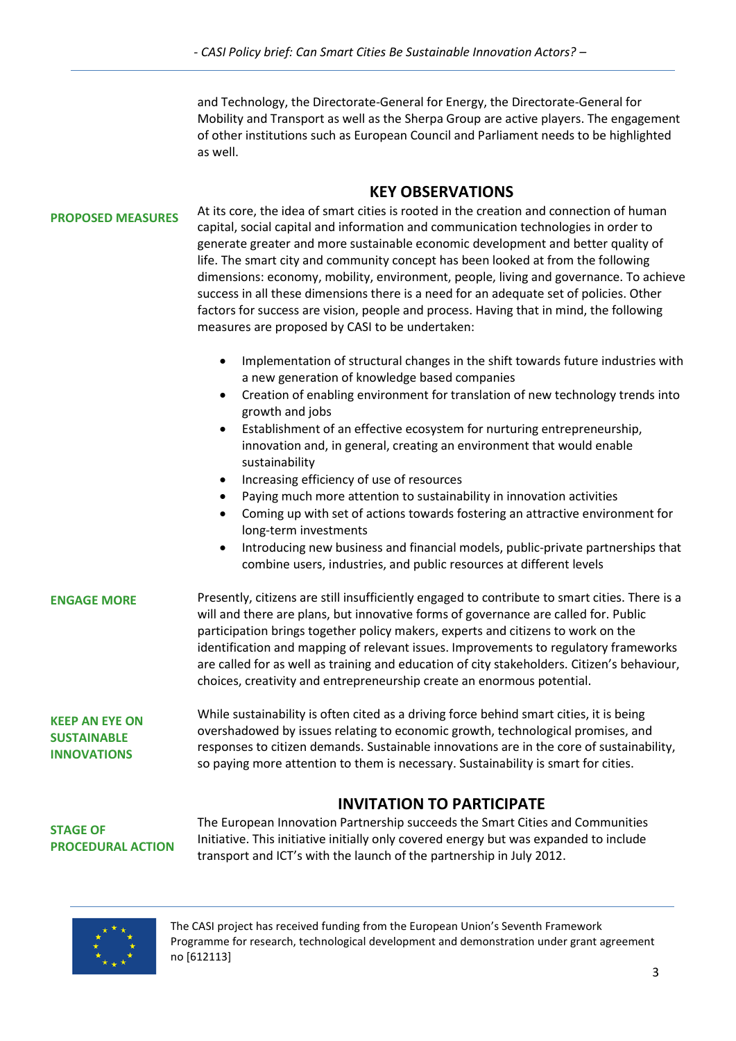and Technology, the Directorate-General for Energy, the Directorate-General for Mobility and Transport as well as the Sherpa Group are active players. The engagement of other institutions such as European Council and Parliament needs to be highlighted as well.

## KEY OBSERVATIONS

**PROPOSED MEASURES**

At its core, the idea of smart cities is rooted in the creation and connection of human capital, social capital and information and communication technologies in order to generate greater and more sustainable economic development and better quality of life. The smart city and community concept has been looked at from the following dimensions: economy, mobility, environment, people, living and governance. To achieve success in all these dimensions there is a need for an adequate set of policies. Other factors for success are vision, people and process. Having that in mind, the following measures are proposed by CASI to be undertaken:

- Implementation of structural changes in the shift towards future industries with a new generation of knowledge based companies
- Creation of enabling environment for translation of new technology trends into growth and jobs
- Establishment of an effective ecosystem for nurturing entrepreneurship, innovation and, in general, creating an environment that would enable sustainability
- Increasing efficiency of use of resources
- Paying much more attention to sustainability in innovation activities
- Coming up with set of actions towards fostering an attractive environment for long-term investments
- Introducing new business and financial models, public-private partnerships that combine users, industries, and public resources at different levels

**ENGAGE MORE**

Presently, citizens are still insufficiently engaged to contribute to smart cities. There is a will and there are plans, but innovative forms of governance are called for. Public participation brings together policy makers, experts and citizens to work on the identification and mapping of relevant issues. Improvements to regulatory frameworks are called for as well as training and education of city stakeholders. Citizen's behaviour, choices, creativity and entrepreneurship create an enormous potential.

**KEEP AN EYE ON SUSTAINABLE INNOVATIONS**

While sustainability is often cited as a driving force behind smart cities, it is being overshadowed by issues relating to economic growth, technological promises, and responses to citizen demands. Sustainable innovations are in the core of sustainability, so paying more attention to them is necessary. Sustainability is smart for cities.

## INVITATION TO PARTICIPATE

**STAGE OF PROCEDURAL ACTION**

The European Innovation Partnership succeeds the Smart Cities and Communities Initiative. This initiative initially only covered energy but was expanded to include transport and ICT's with the launch of the partnership in July 2012.

The CASI project has received funding from the European Union's Seventh Framework Programme for research, technological development and demonstration under grant agreement no [612113]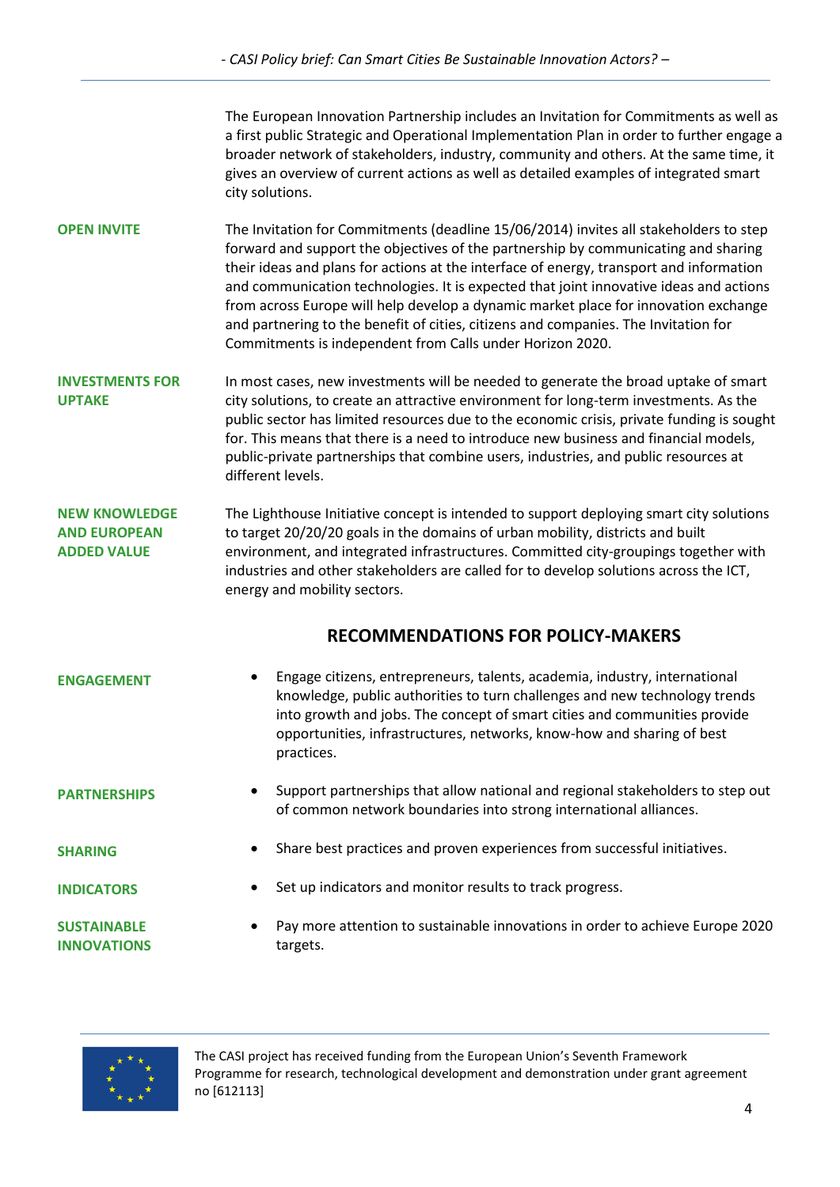The European Innovation Partnership includes an Invitation for Commitments as well as a first public Strategic and Operational Implementation Plan in order to further engage a broader network of stakeholders, industry, community and others. At the same time, it gives an overview of current actions as well as detailed examples of integrated smart city solutions.

**OPEN INVITE**

The Invitation for Commitments (deadline 15/06/2014) invites all stakeholders to step forward and support the objectives of the partnership by communicating and sharing their ideas and plans for actions at the interface of energy, transport and information and communication technologies. It is expected that joint innovative ideas and actions from across Europe will help develop a dynamic market place for innovation exchange and partnering to the benefit of cities, citizens and companies. The Invitation for Commitments is independent from Calls under Horizon 2020.

**INVESTMENTS FOR UPTAKE**

In most cases, new investments will be needed to generate the broad uptake of smart city solutions, to create an attractive environment for long-term investments. As the public sector has limited resources due to the economic crisis, private funding is sought for. This means that there is a need to introduce new business and financial models, public-private partnerships that combine users, industries, and public resources at different levels.

**NEW KNOWLEDGE AND EUROPEAN ADDED VALUE**

The Lighthouse Initiative concept is intended to support deploying smart city solutions to target 20/20/20 goals in the domains of urban mobility, districts and built environment, and integrated infrastructures. Committed city-groupings together with industries and other stakeholders are called for to develop solutions across the ICT, energy and mobility sectors.

## RECOMMENDATIONS FOR POLICY-MAKERS

**ENGAGEMENT**

- Engage citizens, entrepreneurs, talents, academia, industry, international knowledge, public authorities to turn challenges and new technology trends into growth and jobs. The concept of smart cities and communities provide opportunities, infrastructures, networks, know-how and sharing of best practices.

**PARTNERSHIPS**

- Support partnerships that allow national and regional stakeholders to step out of common network boundaries into strong international alliances.

**SHARING**

- Share best practices and proven experiences from successful initiatives.

**INDICATORS**

- Set up indicators and monitor results to track progress.

**SUSTAINABLE INNOVATIONS**

- Pay more attention to sustainable innovations in order to achieve Europe 2020 targets.

The CASI project has received funding from the European Union's Seventh Framework Programme for research, technological development and demonstration under grant agreement no [612113]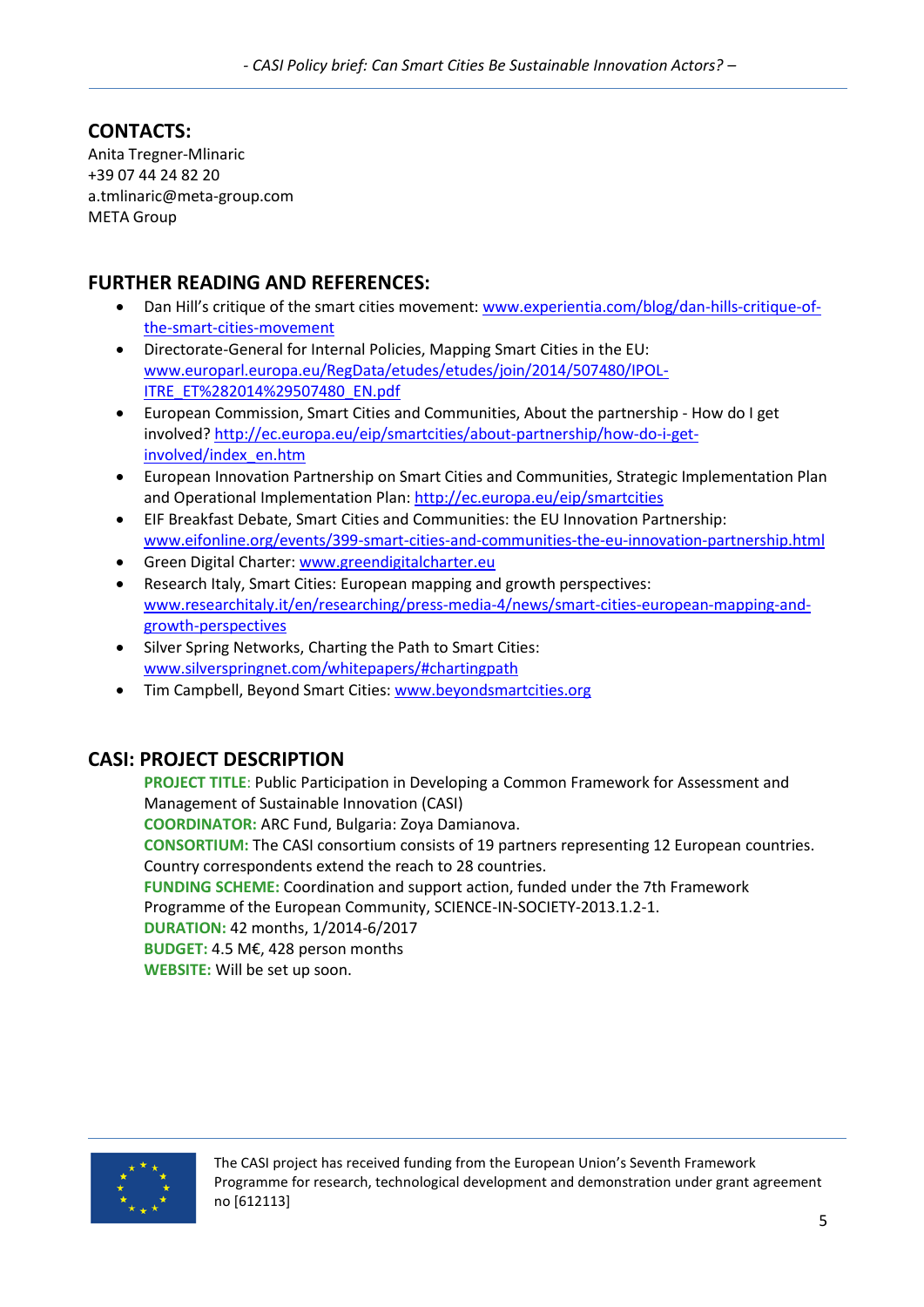## CONTACTS:

Anita Tregner-Mlinaric
+39 07 44 24 82 20
a.tmlinaric@meta-group.com
META Group

## FURTHER READING AND REFERENCES:

- Dan Hill's critique of the smart cities movement: www.experientia.com/blog/dan-hills-critique-of-the-smart-cities-movement
- Directorate-General for Internal Policies, Mapping Smart Cities in the EU: www.europarl.europa.eu/RegData/etudes/etudes/join/2014/507480/IPOL-ITRE_ET%282014%29507480_EN.pdf
- European Commission, Smart Cities and Communities, About the partnership - How do I get involved? http://ec.europa.eu/eip/smartcities/about-partnership/how-do-i-get-involved/index_en.htm
- European Innovation Partnership on Smart Cities and Communities, Strategic Implementation Plan and Operational Implementation Plan: http://ec.europa.eu/eip/smartcities
- EIF Breakfast Debate, Smart Cities and Communities: the EU Innovation Partnership: www.eifonline.org/events/399-smart-cities-and-communities-the-eu-innovation-partnership.html
- Green Digital Charter: www.greendigitalcharter.eu
- Research Italy, Smart Cities: European mapping and growth perspectives: www.researchitaly.it/en/researching/press-media-4/news/smart-cities-european-mapping-and-growth-perspectives
- Silver Spring Networks, Charting the Path to Smart Cities: www.silverspringnet.com/whitepapers/#chartingpath
- Tim Campbell, Beyond Smart Cities: www.beyondsmartcities.org

## CASI: PROJECT DESCRIPTION

**PROJECT TITLE**: Public Participation in Developing a Common Framework for Assessment and Management of Sustainable Innovation (CASI)
**COORDINATOR:** ARC Fund, Bulgaria: Zoya Damianova.
**CONSORTIUM:** The CASI consortium consists of 19 partners representing 12 European countries. Country correspondents extend the reach to 28 countries.
**FUNDING SCHEME:** Coordination and support action, funded under the 7th Framework Programme of the European Community, SCIENCE-IN-SOCIETY-2013.1.2-1.
**DURATION:** 42 months, 1/2014-6/2017
**BUDGET:** 4.5 M€, 428 person months
**WEBSITE:** Will be set up soon.

The CASI project has received funding from the European Union's Seventh Framework Programme for research, technological development and demonstration under grant agreement no [612113]